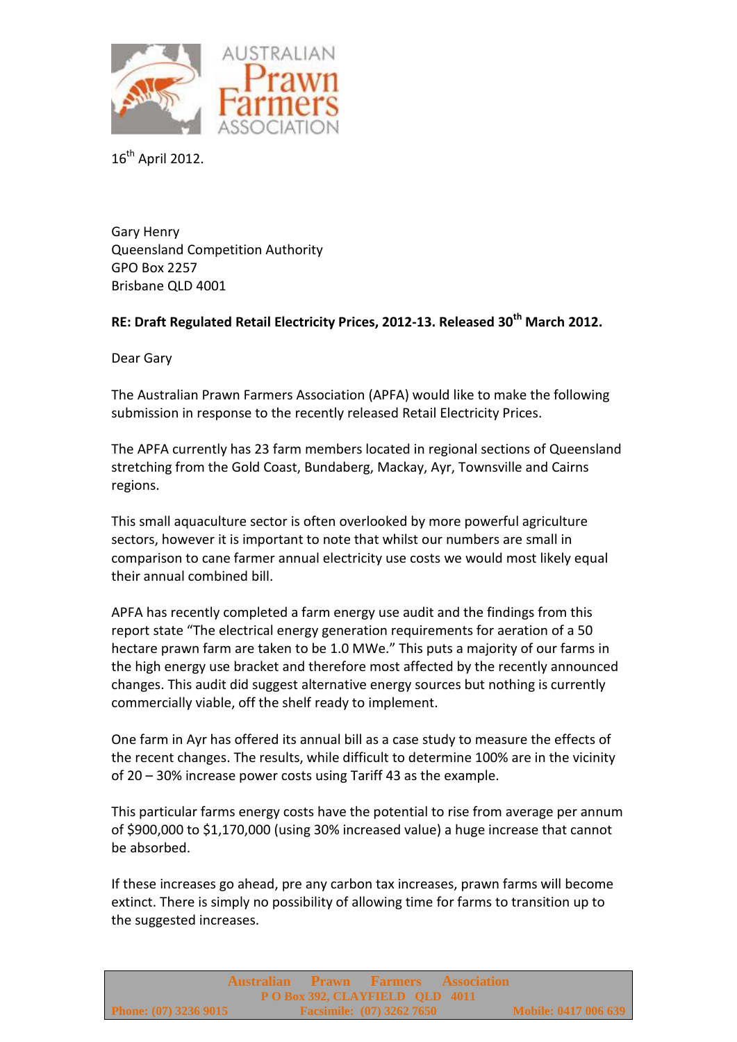AUSTRALIAN Prawn Farmers ASSOCIATION

16th April 2012.

Gary Henry
Queensland Competition Authority
GPO Box 2257
Brisbane QLD 4001

**RE: Draft Regulated Retail Electricity Prices, 2012-13. Released 30th March 2012.**

Dear Gary

The Australian Prawn Farmers Association (APFA) would like to make the following submission in response to the recently released Retail Electricity Prices.

The APFA currently has 23 farm members located in regional sections of Queensland stretching from the Gold Coast, Bundaberg, Mackay, Ayr, Townsville and Cairns regions.

This small aquaculture sector is often overlooked by more powerful agriculture sectors, however it is important to note that whilst our numbers are small in comparison to cane farmer annual electricity use costs we would most likely equal their annual combined bill.

APFA has recently completed a farm energy use audit and the findings from this report state "The electrical energy generation requirements for aeration of a 50 hectare prawn farm are taken to be 1.0 MWe." This puts a majority of our farms in the high energy use bracket and therefore most affected by the recently announced changes. This audit did suggest alternative energy sources but nothing is currently commercially viable, off the shelf ready to implement.

One farm in Ayr has offered its annual bill as a case study to measure the effects of the recent changes. The results, while difficult to determine 100% are in the vicinity of 20 – 30% increase power costs using Tariff 43 as the example.

This particular farms energy costs have the potential to rise from average per annum of $900,000 to $1,170,000 (using 30% increased value) a huge increase that cannot be absorbed.

If these increases go ahead, pre any carbon tax increases, prawn farms will become extinct. There is simply no possibility of allowing time for farms to transition up to the suggested increases.

Australian Prawn Farmers Association
P O Box 392, CLAYFIELD QLD 4011
Phone: (07) 3236 9015 Facsimile: (07) 3262 7650 Mobile: 0417 006 639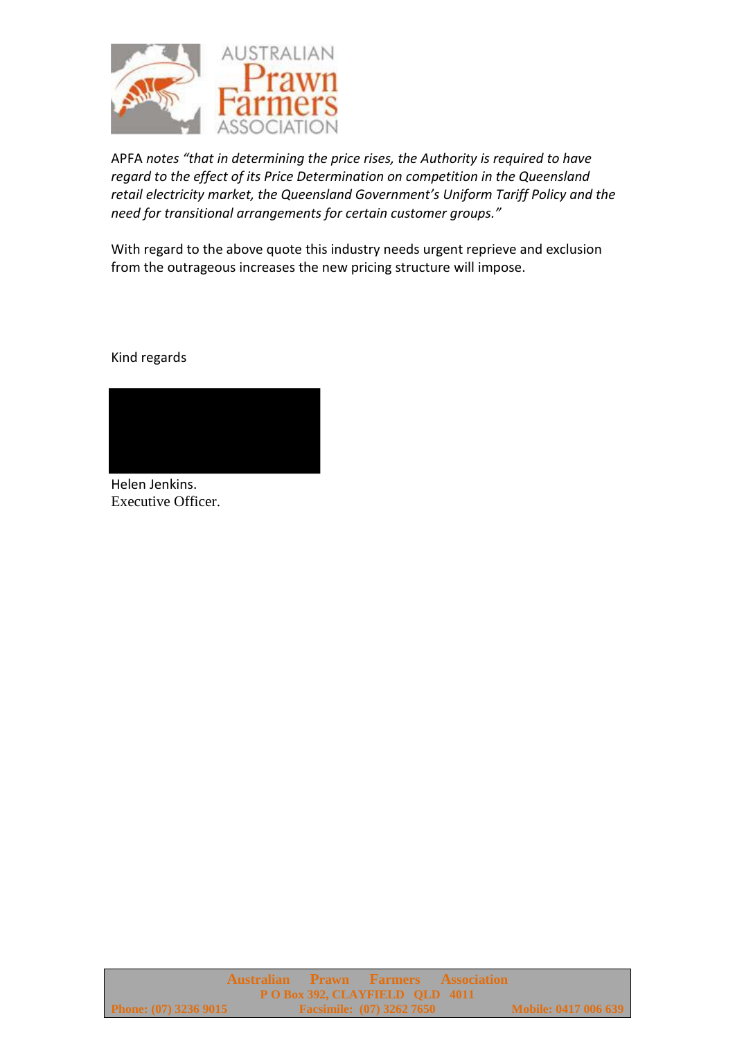APFA *notes "that in determining the price rises, the Authority is required to have regard to the effect of its Price Determination on competition in the Queensland retail electricity market, the Queensland Government's Uniform Tariff Policy and the need for transitional arrangements for certain customer groups."*

With regard to the above quote this industry needs urgent reprieve and exclusion from the outrageous increases the new pricing structure will impose.

Kind regards

Helen Jenkins.
Executive Officer.

**Australian Prawn Farmers Association**
**P O Box 392, CLAYFIELD QLD 4011**
**Phone: (07) 3236 9015 Facsimile: (07) 3262 7650 Mobile: 0417 006 639**